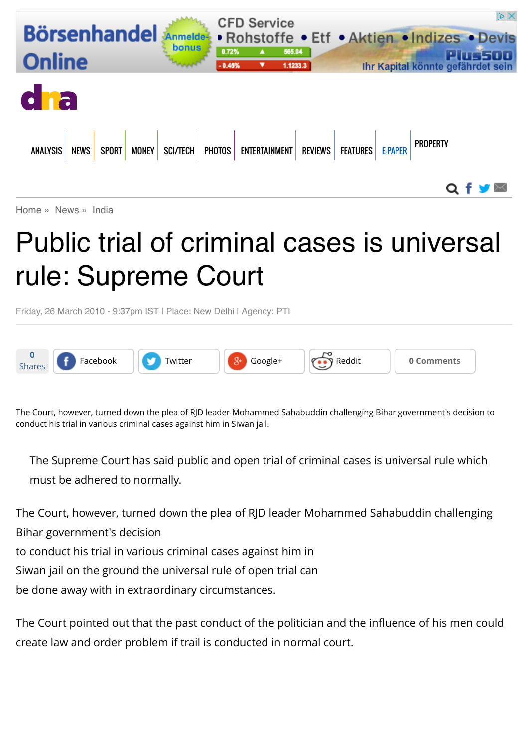Home » News » India

# Public trial of criminal cases is universal rule: Supreme Court

Friday, 26 March 2010 - 9:37pm IST I Place: New Delhi I Agency: PTI

The Court, however, turned down the plea of RJD leader Mohammed Sahabuddin challenging Bihar government's decision to conduct his trial in various criminal cases against him in Siwan jail.

The Supreme Court has said public and open trial of criminal cases is universal rule which must be adhered to normally.

The Court, however, turned down the plea of RJD leader Mohammed Sahabuddin challenging Bihar government's decision to conduct his trial in various criminal cases against him in Siwan jail on the ground the universal rule of open trial can be done away with in extraordinary circumstances.

The Court pointed out that the past conduct of the politician and the influence of his men could create law and order problem if trail is conducted in normal court.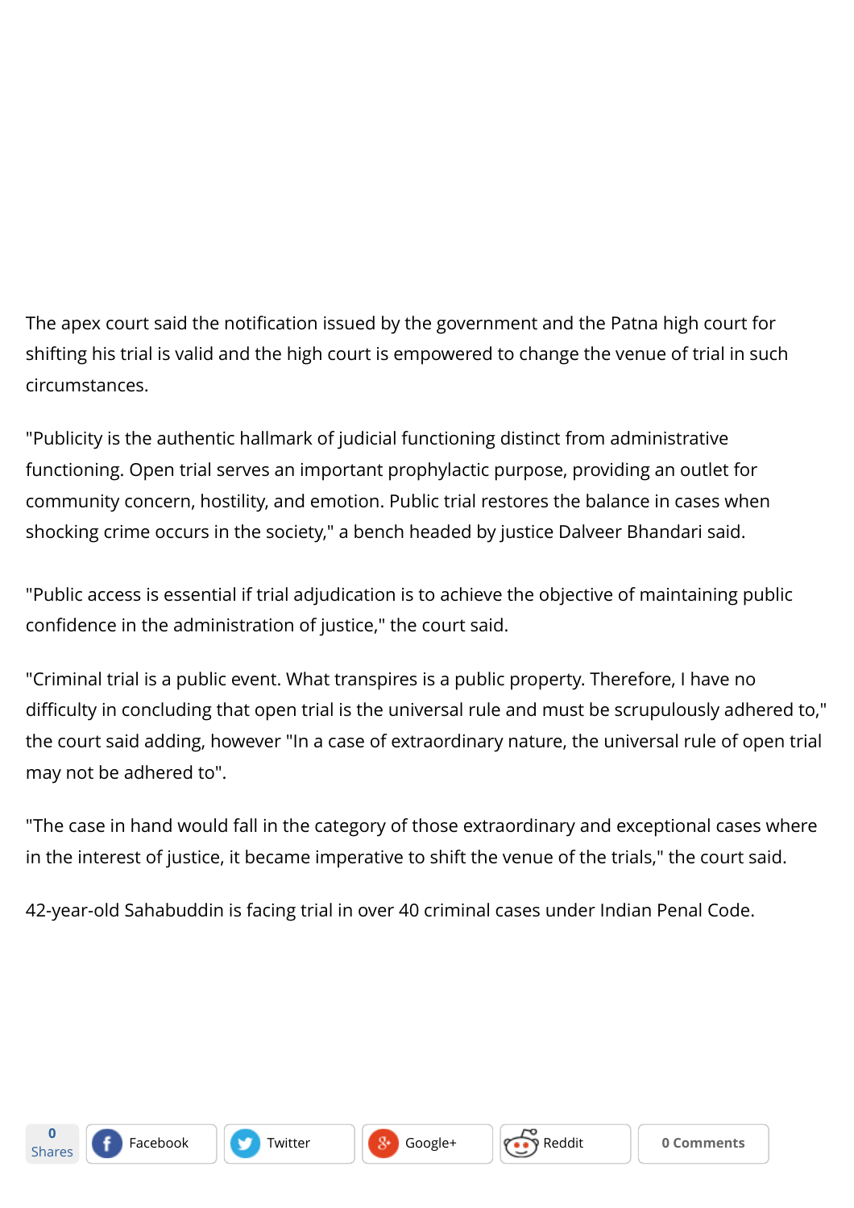The apex court said the notification issued by the government and the Patna high court for shifting his trial is valid and the high court is empowered to change the venue of trial in such circumstances.

"Publicity is the authentic hallmark of judicial functioning distinct from administrative functioning. Open trial serves an important prophylactic purpose, providing an outlet for community concern, hostility, and emotion. Public trial restores the balance in cases when shocking crime occurs in the society," a bench headed by justice Dalveer Bhandari said.

"Public access is essential if trial adjudication is to achieve the objective of maintaining public confidence in the administration of justice," the court said.

"Criminal trial is a public event. What transpires is a public property. Therefore, I have no difficulty in concluding that open trial is the universal rule and must be scrupulously adhered to," the court said adding, however "In a case of extraordinary nature, the universal rule of open trial may not be adhered to".

"The case in hand would fall in the category of those extraordinary and exceptional cases where in the interest of justice, it became imperative to shift the venue of the trials," the court said.

42-year-old Sahabuddin is facing trial in over 40 criminal cases under Indian Penal Code.